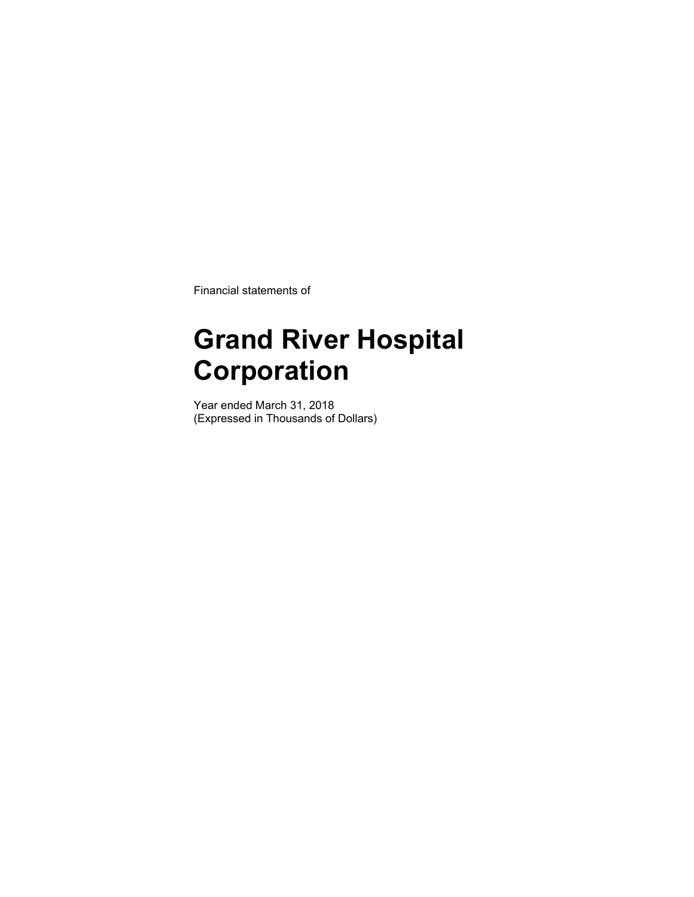Financial statements of

# Grand River Hospital Corporation

Year ended March 31, 2018
(Expressed in Thousands of Dollars)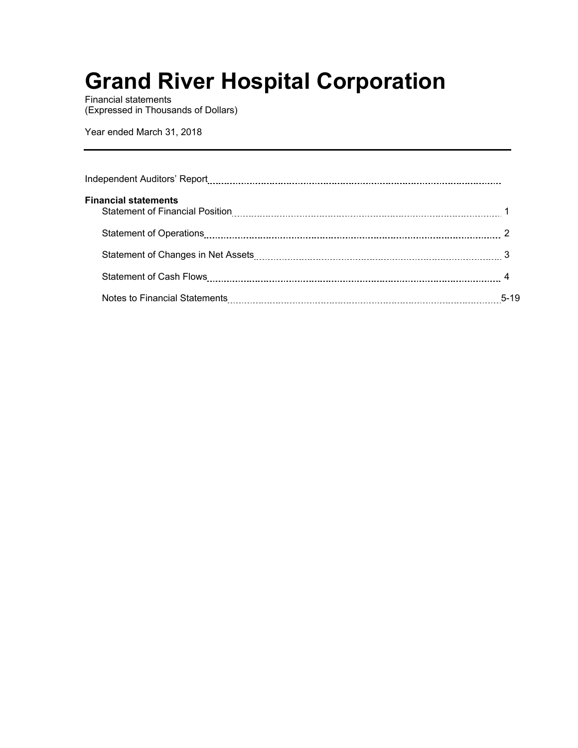# Grand River Hospital Corporation

Financial statements
(Expressed in Thousands of Dollars)

Year ended March 31, 2018

| | |
|---|---|
| Independent Auditors' Report | |
| **Financial statements** | |
| Statement of Financial Position | 1 |
| Statement of Operations | 2 |
| Statement of Changes in Net Assets | 3 |
| Statement of Cash Flows | 4 |
| Notes to Financial Statements | 5-19 |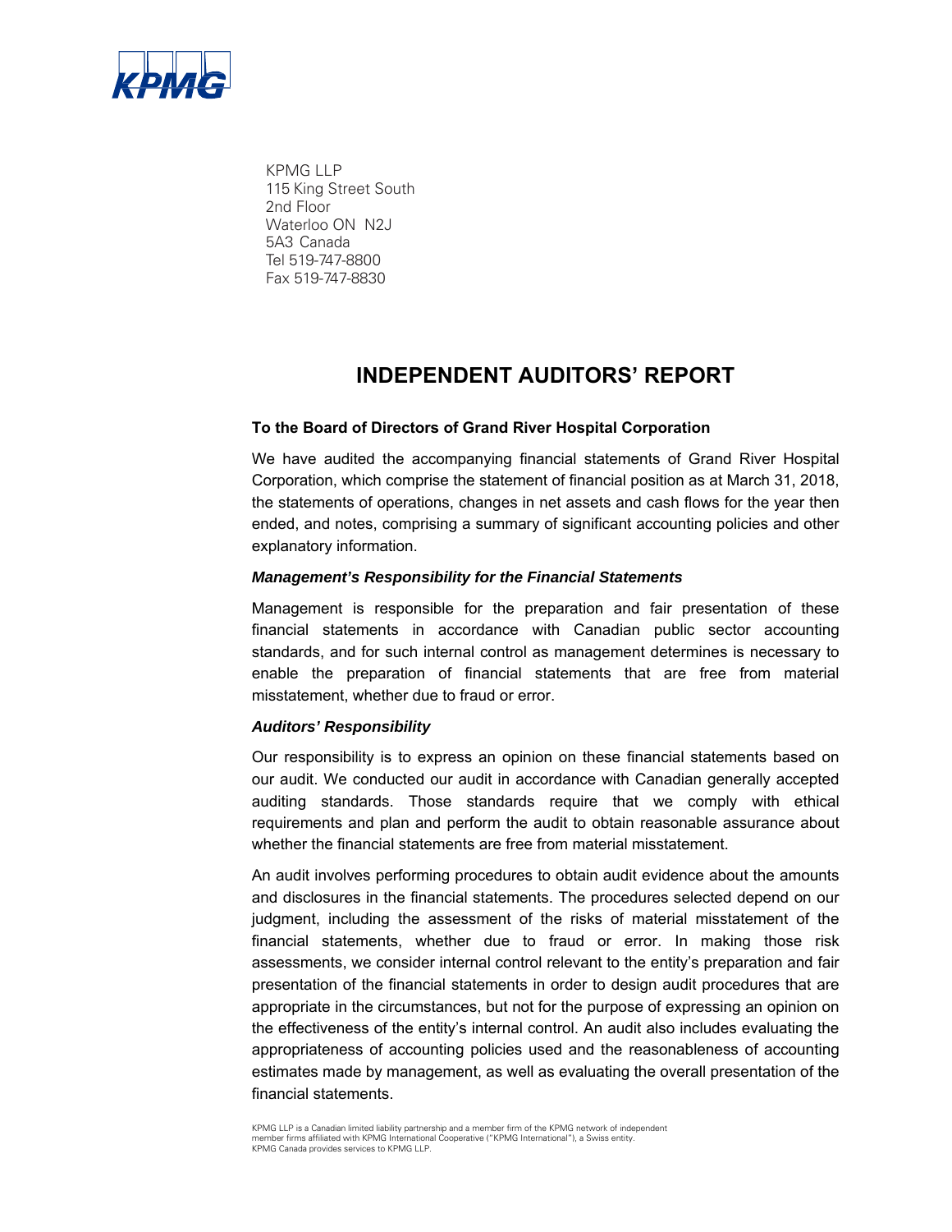KPMG LLP
115 King Street South
2nd Floor
Waterloo ON N2J
5A3 Canada
Tel 519-747-8800
Fax 519-747-8830

# INDEPENDENT AUDITORS' REPORT

**To the Board of Directors of Grand River Hospital Corporation**

We have audited the accompanying financial statements of Grand River Hospital Corporation, which comprise the statement of financial position as at March 31, 2018, the statements of operations, changes in net assets and cash flows for the year then ended, and notes, comprising a summary of significant accounting policies and other explanatory information.

***Management's Responsibility for the Financial Statements***

Management is responsible for the preparation and fair presentation of these financial statements in accordance with Canadian public sector accounting standards, and for such internal control as management determines is necessary to enable the preparation of financial statements that are free from material misstatement, whether due to fraud or error.

***Auditors' Responsibility***

Our responsibility is to express an opinion on these financial statements based on our audit. We conducted our audit in accordance with Canadian generally accepted auditing standards. Those standards require that we comply with ethical requirements and plan and perform the audit to obtain reasonable assurance about whether the financial statements are free from material misstatement.

An audit involves performing procedures to obtain audit evidence about the amounts and disclosures in the financial statements. The procedures selected depend on our judgment, including the assessment of the risks of material misstatement of the financial statements, whether due to fraud or error. In making those risk assessments, we consider internal control relevant to the entity's preparation and fair presentation of the financial statements in order to design audit procedures that are appropriate in the circumstances, but not for the purpose of expressing an opinion on the effectiveness of the entity's internal control. An audit also includes evaluating the appropriateness of accounting policies used and the reasonableness of accounting estimates made by management, as well as evaluating the overall presentation of the financial statements.

KPMG LLP is a Canadian limited liability partnership and a member firm of the KPMG network of independent member firms affiliated with KPMG International Cooperative ("KPMG International"), a Swiss entity. KPMG Canada provides services to KPMG LLP.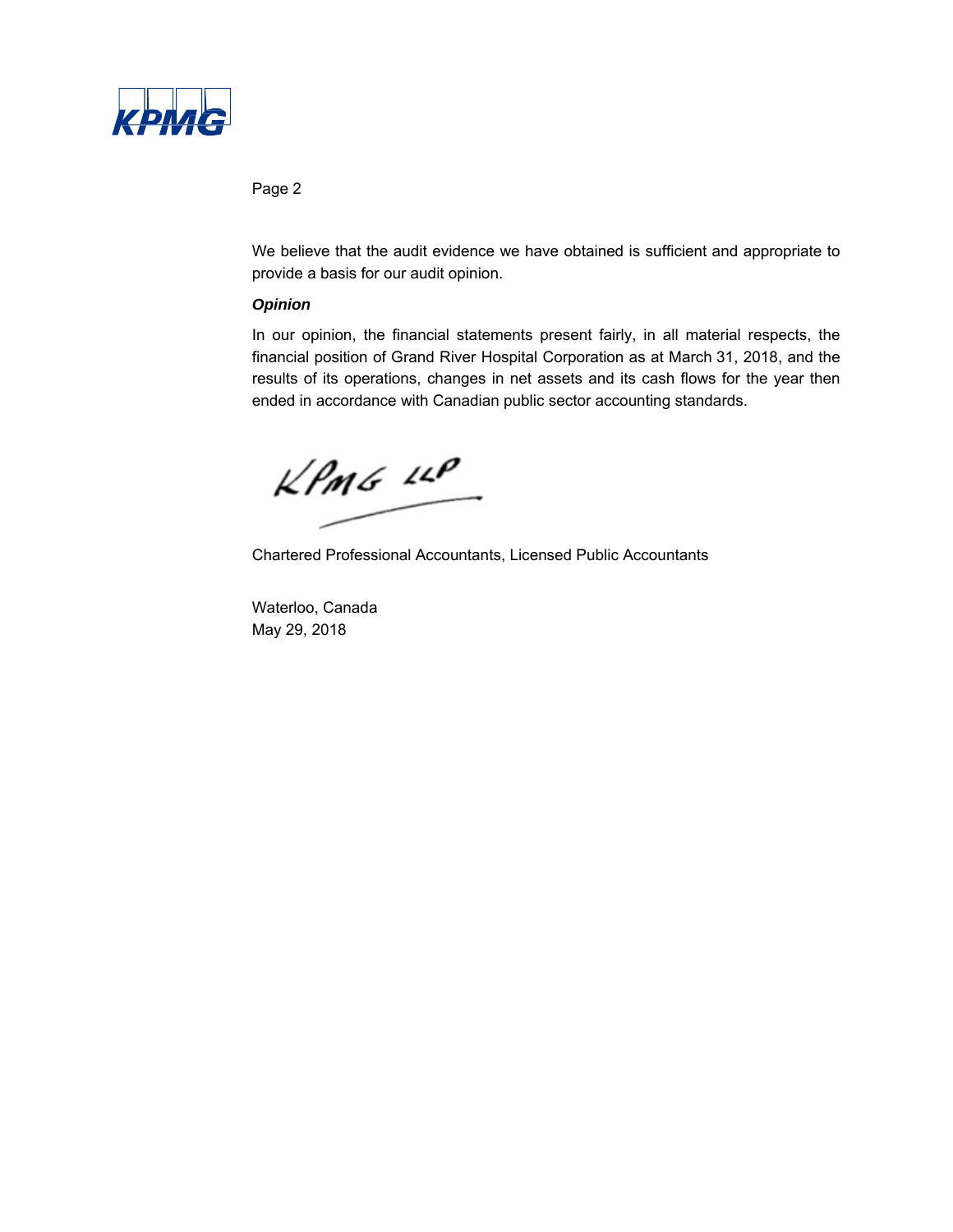We believe that the audit evidence we have obtained is sufficient and appropriate to provide a basis for our audit opinion.

***Opinion***

In our opinion, the financial statements present fairly, in all material respects, the financial position of Grand River Hospital Corporation as at March 31, 2018, and the results of its operations, changes in net assets and its cash flows for the year then ended in accordance with Canadian public sector accounting standards.

KPMG LLP

Chartered Professional Accountants, Licensed Public Accountants

Waterloo, Canada
May 29, 2018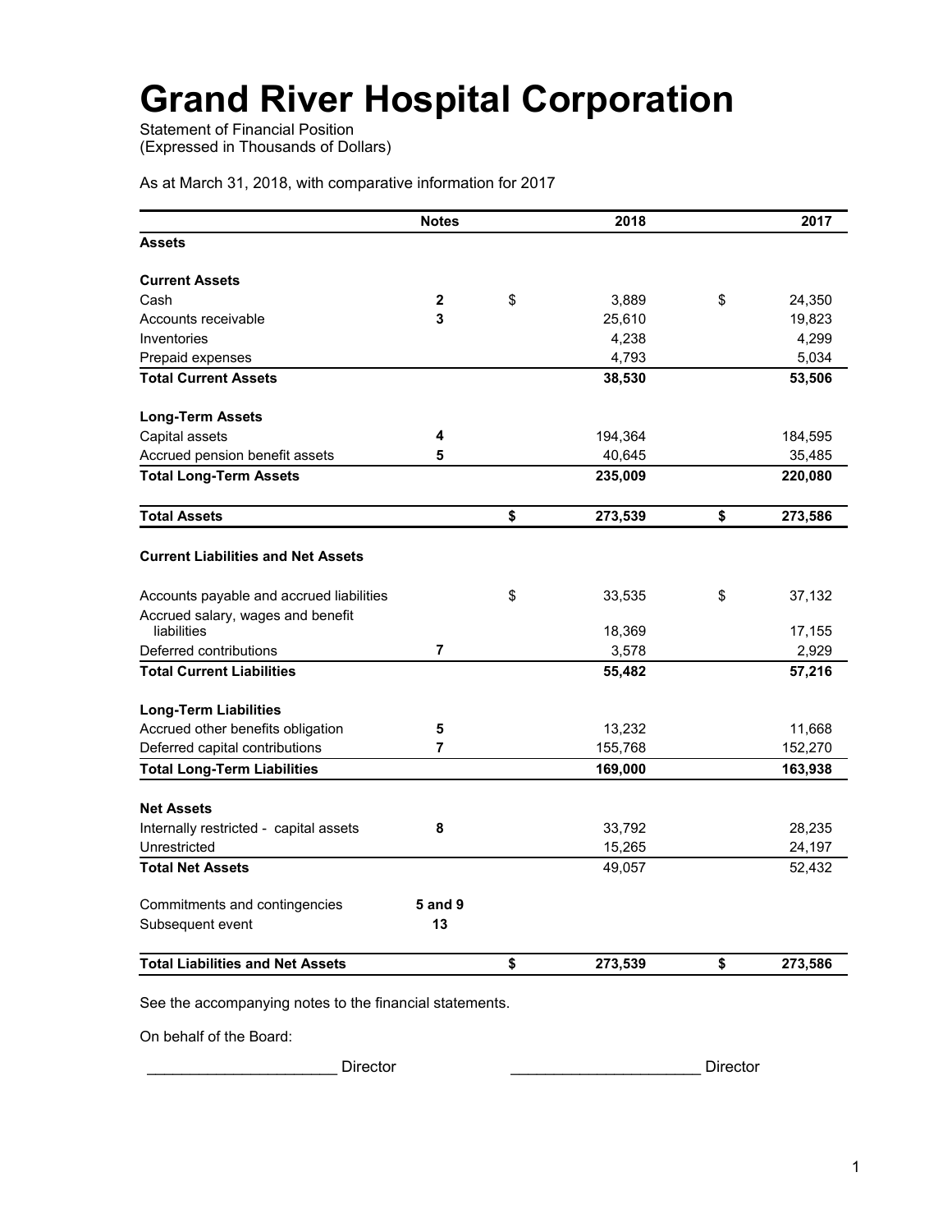# Grand River Hospital Corporation

Statement of Financial Position
(Expressed in Thousands of Dollars)

As at March 31, 2018, with comparative information for 2017

| | Notes | | 2018 | | 2017 |
|---|---|---|---|---|---|
| **Assets** | | | | | |
| **Current Assets** | | | | | |
| Cash | **2** | $ | 3,889 | $ | 24,350 |
| Accounts receivable | **3** | | 25,610 | | 19,823 |
| Inventories | | | 4,238 | | 4,299 |
| Prepaid expenses | | | 4,793 | | 5,034 |
| **Total Current Assets** | | | **38,530** | | **53,506** |
| **Long-Term Assets** | | | | | |
| Capital assets | **4** | | 194,364 | | 184,595 |
| Accrued pension benefit assets | **5** | | 40,645 | | 35,485 |
| **Total Long-Term Assets** | | | **235,009** | | **220,080** |
| **Total Assets** | | **$** | **273,539** | **$** | **273,586** |
| **Current Liabilities and Net Assets** | | | | | |
| Accounts payable and accrued liabilities | | $ | 33,535 | $ | 37,132 |
| Accrued salary, wages and benefit liabilities | | | 18,369 | | 17,155 |
| Deferred contributions | **7** | | 3,578 | | 2,929 |
| **Total Current Liabilities** | | | **55,482** | | **57,216** |
| **Long-Term Liabilities** | | | | | |
| Accrued other benefits obligation | **5** | | 13,232 | | 11,668 |
| Deferred capital contributions | **7** | | 155,768 | | 152,270 |
| **Total Long-Term Liabilities** | | | **169,000** | | **163,938** |
| **Net Assets** | | | | | |
| Internally restricted - capital assets | **8** | | 33,792 | | 28,235 |
| Unrestricted | | | 15,265 | | 24,197 |
| **Total Net Assets** | | | 49,057 | | 52,432 |
| Commitments and contingencies | **5 and 9** | | | | |
| Subsequent event | **13** | | | | |
| **Total Liabilities and Net Assets** | | **$** | **273,539** | **$** | **273,586** |

See the accompanying notes to the financial statements.

On behalf of the Board:

______________________ Director ______________________ Director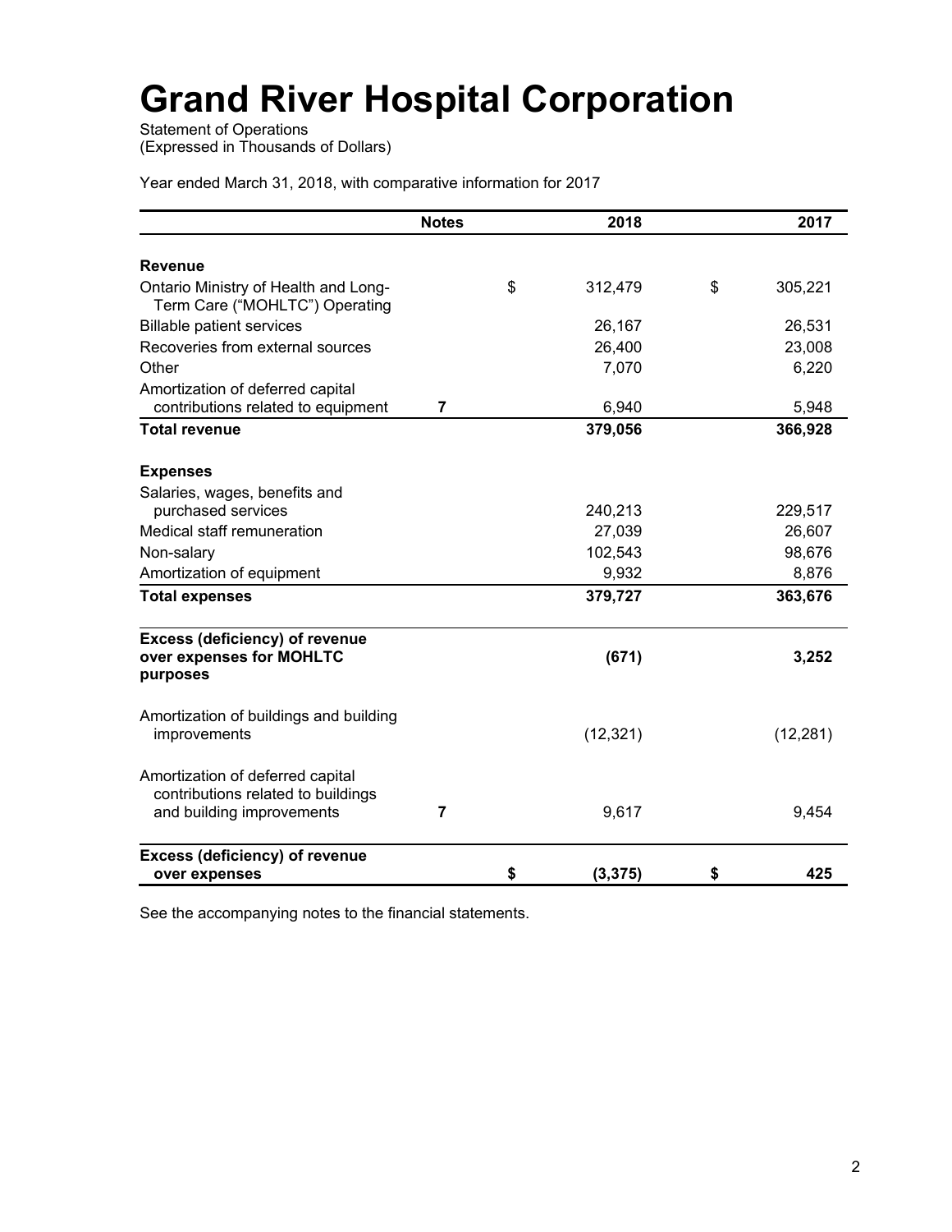# Grand River Hospital Corporation

Statement of Operations
(Expressed in Thousands of Dollars)

Year ended March 31, 2018, with comparative information for 2017

| | Notes | 2018 | 2017 |
|---|---|---|---|
| **Revenue** | | | |
| Ontario Ministry of Health and Long-Term Care ("MOHLTC") Operating | | $ 312,479 | $ 305,221 |
| Billable patient services | | 26,167 | 26,531 |
| Recoveries from external sources | | 26,400 | 23,008 |
| Other | | 7,070 | 6,220 |
| Amortization of deferred capital contributions related to equipment | 7 | 6,940 | 5,948 |
| **Total revenue** | | **379,056** | **366,928** |
| **Expenses** | | | |
| Salaries, wages, benefits and purchased services | | 240,213 | 229,517 |
| Medical staff remuneration | | 27,039 | 26,607 |
| Non-salary | | 102,543 | 98,676 |
| Amortization of equipment | | 9,932 | 8,876 |
| **Total expenses** | | **379,727** | **363,676** |
| **Excess (deficiency) of revenue over expenses for MOHLTC purposes** | | **(671)** | **3,252** |
| Amortization of buildings and building improvements | | (12,321) | (12,281) |
| Amortization of deferred capital contributions related to buildings and building improvements | 7 | 9,617 | 9,454 |
| **Excess (deficiency) of revenue over expenses** | | **$ (3,375)** | **$ 425** |

See the accompanying notes to the financial statements.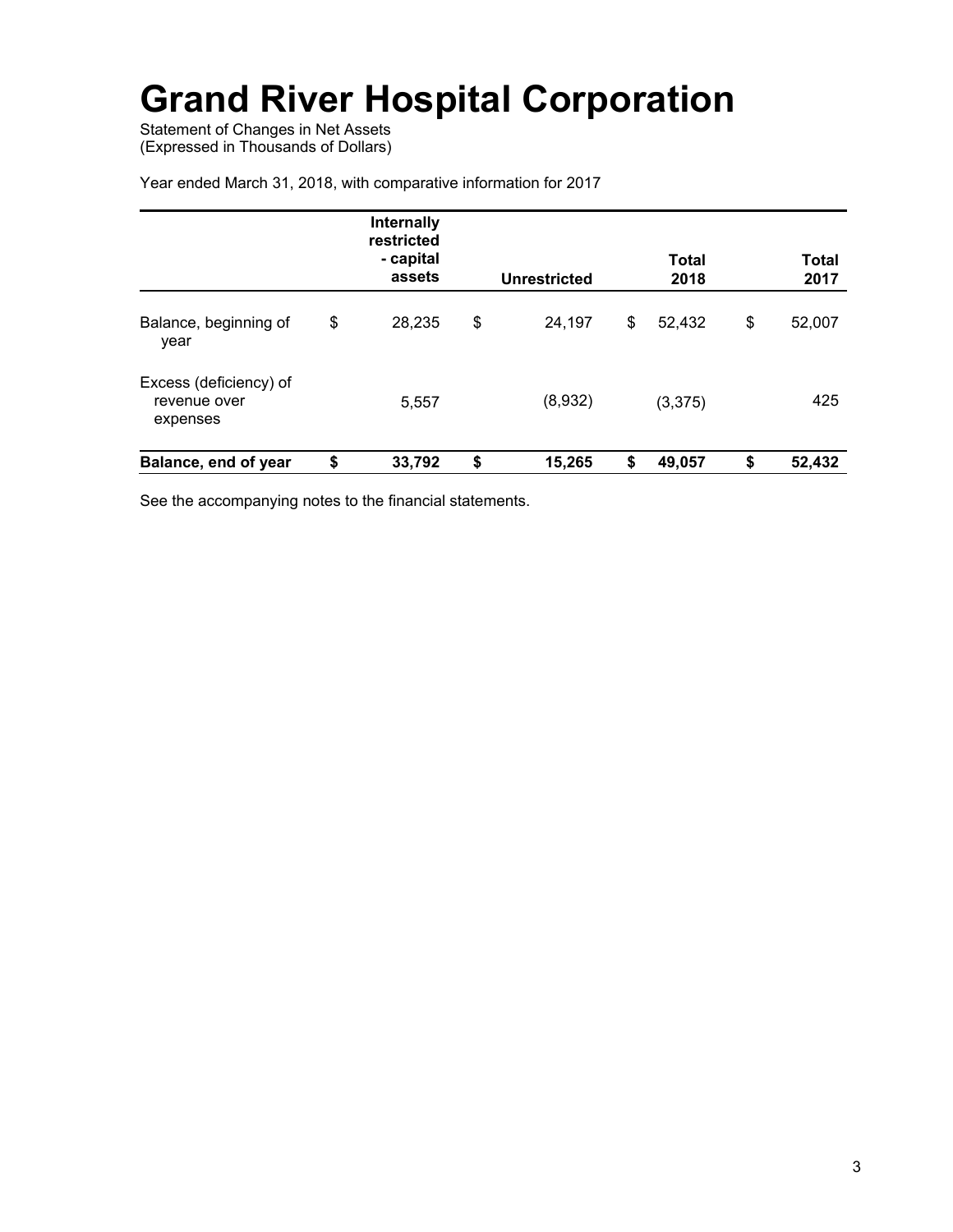# Grand River Hospital Corporation

Statement of Changes in Net Assets
(Expressed in Thousands of Dollars)

Year ended March 31, 2018, with comparative information for 2017

| | Internally restricted - capital assets | Unrestricted | Total 2018 | Total 2017 |
|---|---|---|---|---|
| Balance, beginning of year | $ 28,235 | $ 24,197 | $ 52,432 | $ 52,007 |
| Excess (deficiency) of revenue over expenses | 5,557 | (8,932) | (3,375) | 425 |
| **Balance, end of year** | **$ 33,792** | **$ 15,265** | **$ 49,057** | **$ 52,432** |

See the accompanying notes to the financial statements.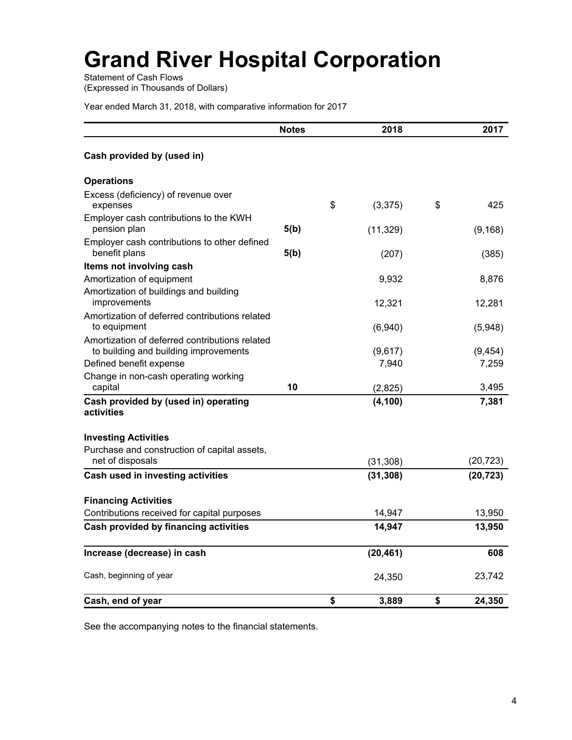# Grand River Hospital Corporation

Statement of Cash Flows
(Expressed in Thousands of Dollars)

Year ended March 31, 2018, with comparative information for 2017

| | Notes | 2018 | 2017 |
|---|---|---|---|
| **Cash provided by (used in)** | | | |
| **Operations** | | | |
| Excess (deficiency) of revenue over expenses | | $ (3,375) | $ 425 |
| Employer cash contributions to the KWH pension plan | 5(b) | (11,329) | (9,168) |
| Employer cash contributions to other defined benefit plans | 5(b) | (207) | (385) |
| **Items not involving cash** | | | |
| Amortization of equipment | | 9,932 | 8,876 |
| Amortization of buildings and building improvements | | 12,321 | 12,281 |
| Amortization of deferred contributions related to equipment | | (6,940) | (5,948) |
| Amortization of deferred contributions related to building and building improvements | | (9,617) | (9,454) |
| Defined benefit expense | | 7,940 | 7,259 |
| Change in non-cash operating working capital | 10 | (2,825) | 3,495 |
| **Cash provided by (used in) operating activities** | | **(4,100)** | **7,381** |
| **Investing Activities** | | | |
| Purchase and construction of capital assets, net of disposals | | (31,308) | (20,723) |
| **Cash used in investing activities** | | **(31,308)** | **(20,723)** |
| **Financing Activities** | | | |
| Contributions received for capital purposes | | 14,947 | 13,950 |
| **Cash provided by financing activities** | | **14,947** | **13,950** |
| **Increase (decrease) in cash** | | **(20,461)** | **608** |
| Cash, beginning of year | | 24,350 | 23,742 |
| **Cash, end of year** | | **$ 3,889** | **$ 24,350** |

See the accompanying notes to the financial statements.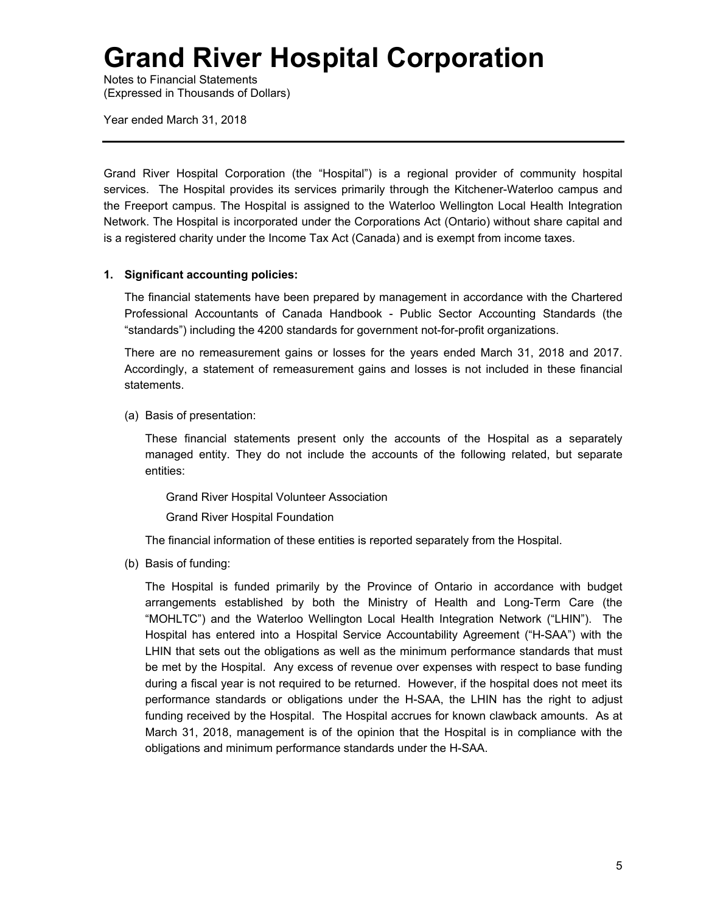# Grand River Hospital Corporation

Notes to Financial Statements
(Expressed in Thousands of Dollars)

Year ended March 31, 2018

---

Grand River Hospital Corporation (the "Hospital") is a regional provider of community hospital services. The Hospital provides its services primarily through the Kitchener-Waterloo campus and the Freeport campus. The Hospital is assigned to the Waterloo Wellington Local Health Integration Network. The Hospital is incorporated under the Corporations Act (Ontario) without share capital and is a registered charity under the Income Tax Act (Canada) and is exempt from income taxes.

**1. Significant accounting policies:**

The financial statements have been prepared by management in accordance with the Chartered Professional Accountants of Canada Handbook - Public Sector Accounting Standards (the "standards") including the 4200 standards for government not-for-profit organizations.

There are no remeasurement gains or losses for the years ended March 31, 2018 and 2017. Accordingly, a statement of remeasurement gains and losses is not included in these financial statements.

(a) Basis of presentation:

These financial statements present only the accounts of the Hospital as a separately managed entity. They do not include the accounts of the following related, but separate entities:

Grand River Hospital Volunteer Association

Grand River Hospital Foundation

The financial information of these entities is reported separately from the Hospital.

(b) Basis of funding:

The Hospital is funded primarily by the Province of Ontario in accordance with budget arrangements established by both the Ministry of Health and Long-Term Care (the "MOHLTC") and the Waterloo Wellington Local Health Integration Network ("LHIN"). The Hospital has entered into a Hospital Service Accountability Agreement ("H-SAA") with the LHIN that sets out the obligations as well as the minimum performance standards that must be met by the Hospital. Any excess of revenue over expenses with respect to base funding during a fiscal year is not required to be returned. However, if the hospital does not meet its performance standards or obligations under the H-SAA, the LHIN has the right to adjust funding received by the Hospital. The Hospital accrues for known clawback amounts. As at March 31, 2018, management is of the opinion that the Hospital is in compliance with the obligations and minimum performance standards under the H-SAA.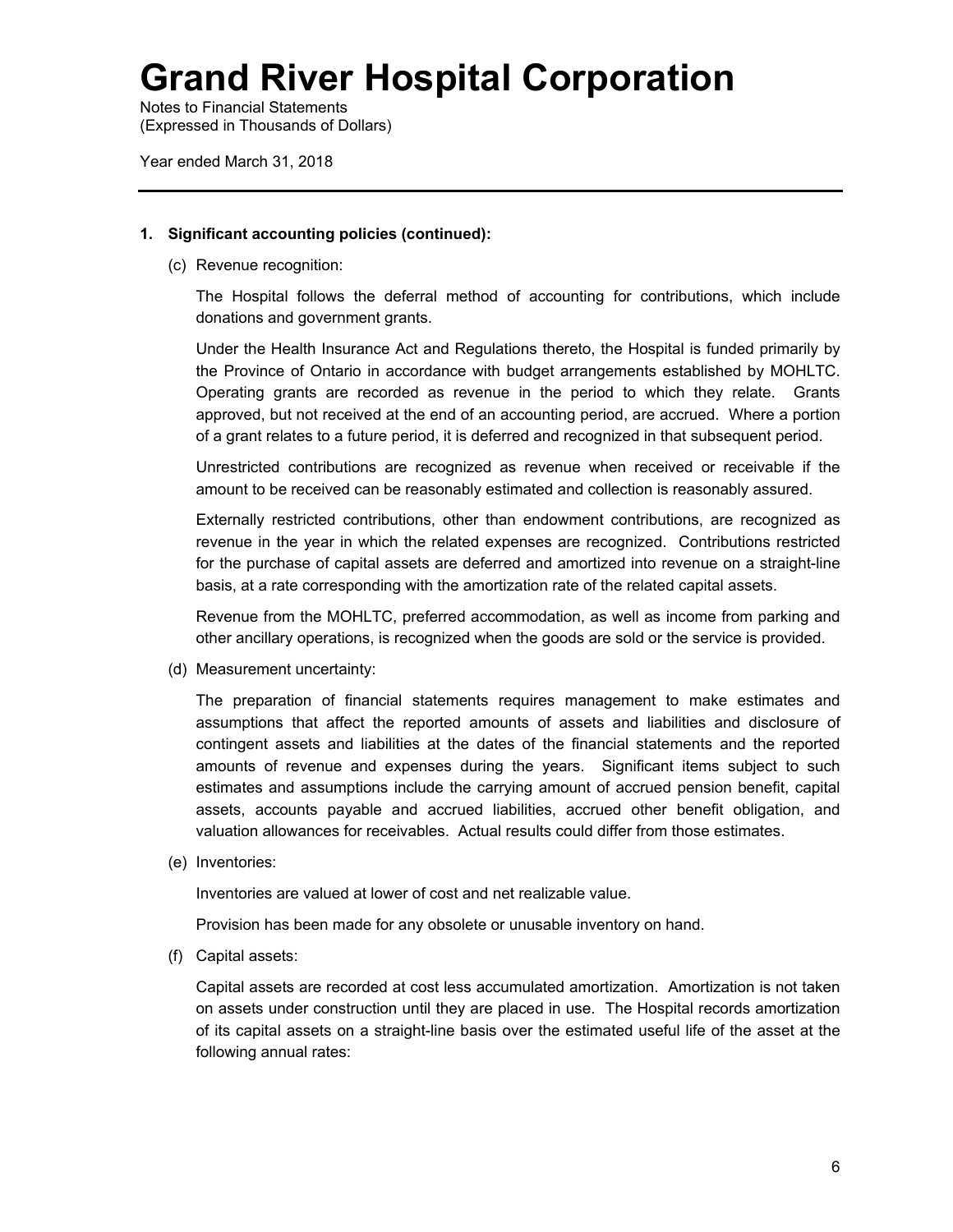# Grand River Hospital Corporation

Notes to Financial Statements
(Expressed in Thousands of Dollars)

Year ended March 31, 2018

**1. Significant accounting policies (continued):**

(c) Revenue recognition:

The Hospital follows the deferral method of accounting for contributions, which include donations and government grants.

Under the Health Insurance Act and Regulations thereto, the Hospital is funded primarily by the Province of Ontario in accordance with budget arrangements established by MOHLTC. Operating grants are recorded as revenue in the period to which they relate. Grants approved, but not received at the end of an accounting period, are accrued. Where a portion of a grant relates to a future period, it is deferred and recognized in that subsequent period.

Unrestricted contributions are recognized as revenue when received or receivable if the amount to be received can be reasonably estimated and collection is reasonably assured.

Externally restricted contributions, other than endowment contributions, are recognized as revenue in the year in which the related expenses are recognized. Contributions restricted for the purchase of capital assets are deferred and amortized into revenue on a straight-line basis, at a rate corresponding with the amortization rate of the related capital assets.

Revenue from the MOHLTC, preferred accommodation, as well as income from parking and other ancillary operations, is recognized when the goods are sold or the service is provided.

(d) Measurement uncertainty:

The preparation of financial statements requires management to make estimates and assumptions that affect the reported amounts of assets and liabilities and disclosure of contingent assets and liabilities at the dates of the financial statements and the reported amounts of revenue and expenses during the years. Significant items subject to such estimates and assumptions include the carrying amount of accrued pension benefit, capital assets, accounts payable and accrued liabilities, accrued other benefit obligation, and valuation allowances for receivables. Actual results could differ from those estimates.

(e) Inventories:

Inventories are valued at lower of cost and net realizable value.

Provision has been made for any obsolete or unusable inventory on hand.

(f) Capital assets:

Capital assets are recorded at cost less accumulated amortization. Amortization is not taken on assets under construction until they are placed in use. The Hospital records amortization of its capital assets on a straight-line basis over the estimated useful life of the asset at the following annual rates: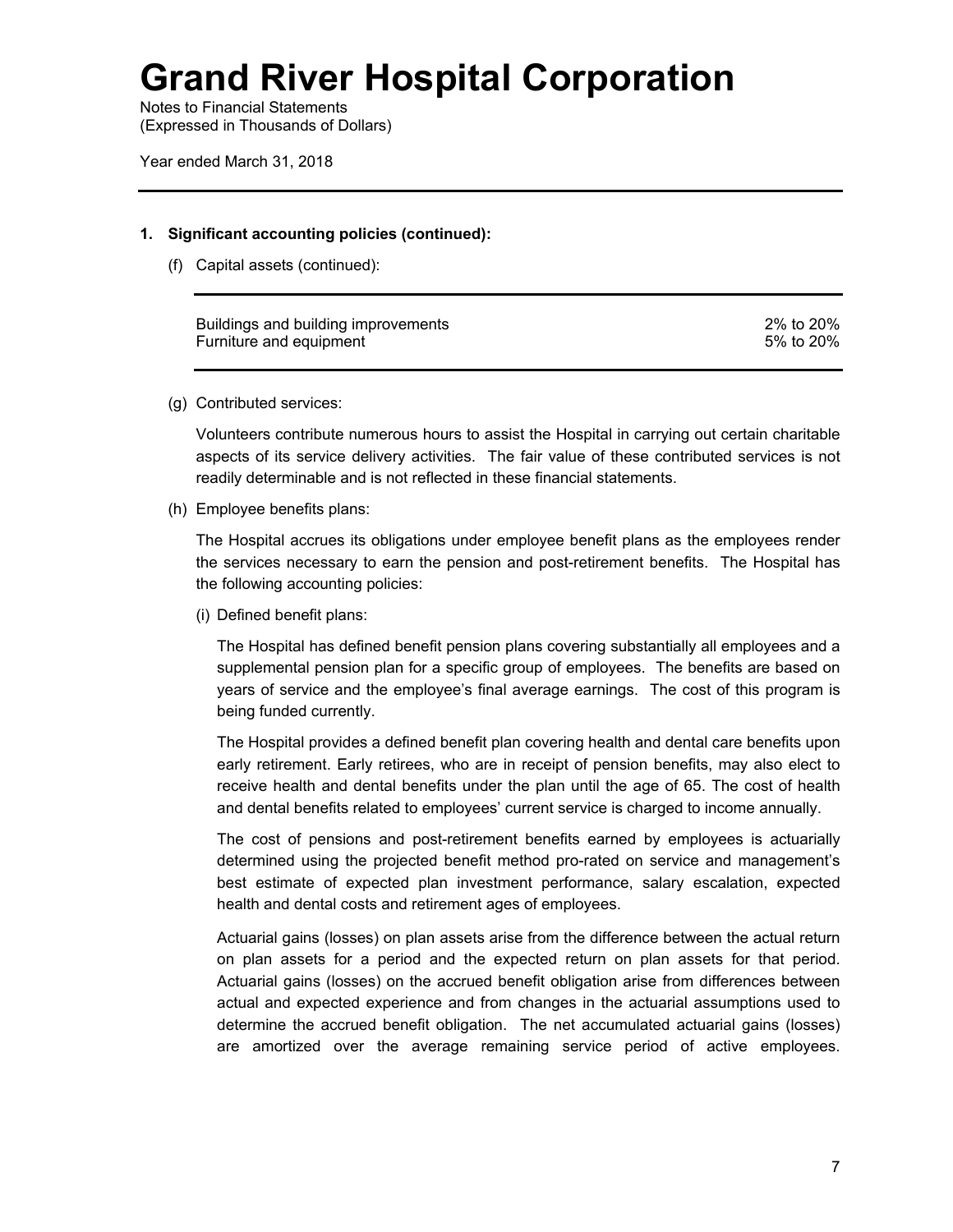# Grand River Hospital Corporation

Notes to Financial Statements
(Expressed in Thousands of Dollars)

Year ended March 31, 2018

---

**1. Significant accounting policies (continued):**

(f) Capital assets (continued):

| | |
|---|---|
| Buildings and building improvements | 2% to 20% |
| Furniture and equipment | 5% to 20% |

(g) Contributed services:

Volunteers contribute numerous hours to assist the Hospital in carrying out certain charitable aspects of its service delivery activities. The fair value of these contributed services is not readily determinable and is not reflected in these financial statements.

(h) Employee benefits plans:

The Hospital accrues its obligations under employee benefit plans as the employees render the services necessary to earn the pension and post-retirement benefits. The Hospital has the following accounting policies:

(i) Defined benefit plans:

The Hospital has defined benefit pension plans covering substantially all employees and a supplemental pension plan for a specific group of employees. The benefits are based on years of service and the employee's final average earnings. The cost of this program is being funded currently.

The Hospital provides a defined benefit plan covering health and dental care benefits upon early retirement. Early retirees, who are in receipt of pension benefits, may also elect to receive health and dental benefits under the plan until the age of 65. The cost of health and dental benefits related to employees' current service is charged to income annually.

The cost of pensions and post-retirement benefits earned by employees is actuarially determined using the projected benefit method pro-rated on service and management's best estimate of expected plan investment performance, salary escalation, expected health and dental costs and retirement ages of employees.

Actuarial gains (losses) on plan assets arise from the difference between the actual return on plan assets for a period and the expected return on plan assets for that period. Actuarial gains (losses) on the accrued benefit obligation arise from differences between actual and expected experience and from changes in the actuarial assumptions used to determine the accrued benefit obligation. The net accumulated actuarial gains (losses) are amortized over the average remaining service period of active employees.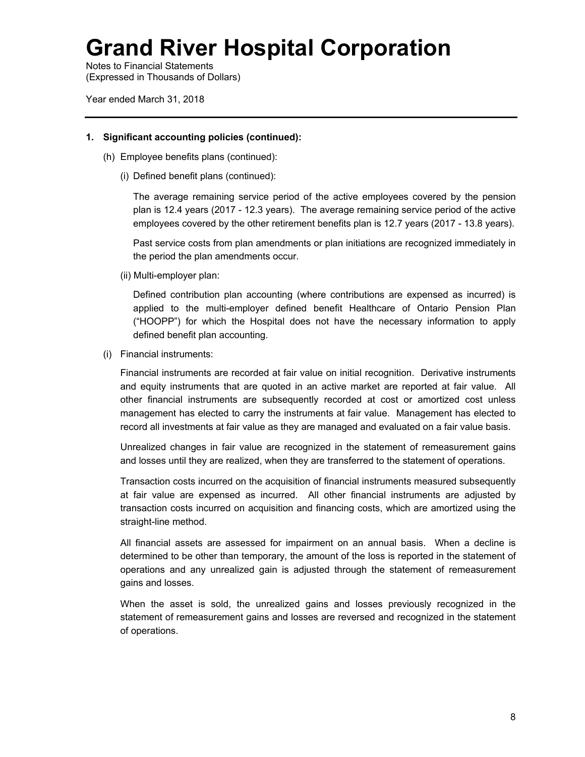# Grand River Hospital Corporation

Notes to Financial Statements
(Expressed in Thousands of Dollars)

Year ended March 31, 2018

---

**1. Significant accounting policies (continued):**

(h) Employee benefits plans (continued):

(i) Defined benefit plans (continued):

The average remaining service period of the active employees covered by the pension plan is 12.4 years (2017 - 12.3 years). The average remaining service period of the active employees covered by the other retirement benefits plan is 12.7 years (2017 - 13.8 years).

Past service costs from plan amendments or plan initiations are recognized immediately in the period the plan amendments occur.

(ii) Multi-employer plan:

Defined contribution plan accounting (where contributions are expensed as incurred) is applied to the multi-employer defined benefit Healthcare of Ontario Pension Plan ("HOOPP") for which the Hospital does not have the necessary information to apply defined benefit plan accounting.

(i) Financial instruments:

Financial instruments are recorded at fair value on initial recognition. Derivative instruments and equity instruments that are quoted in an active market are reported at fair value. All other financial instruments are subsequently recorded at cost or amortized cost unless management has elected to carry the instruments at fair value. Management has elected to record all investments at fair value as they are managed and evaluated on a fair value basis.

Unrealized changes in fair value are recognized in the statement of remeasurement gains and losses until they are realized, when they are transferred to the statement of operations.

Transaction costs incurred on the acquisition of financial instruments measured subsequently at fair value are expensed as incurred. All other financial instruments are adjusted by transaction costs incurred on acquisition and financing costs, which are amortized using the straight-line method.

All financial assets are assessed for impairment on an annual basis. When a decline is determined to be other than temporary, the amount of the loss is reported in the statement of operations and any unrealized gain is adjusted through the statement of remeasurement gains and losses.

When the asset is sold, the unrealized gains and losses previously recognized in the statement of remeasurement gains and losses are reversed and recognized in the statement of operations.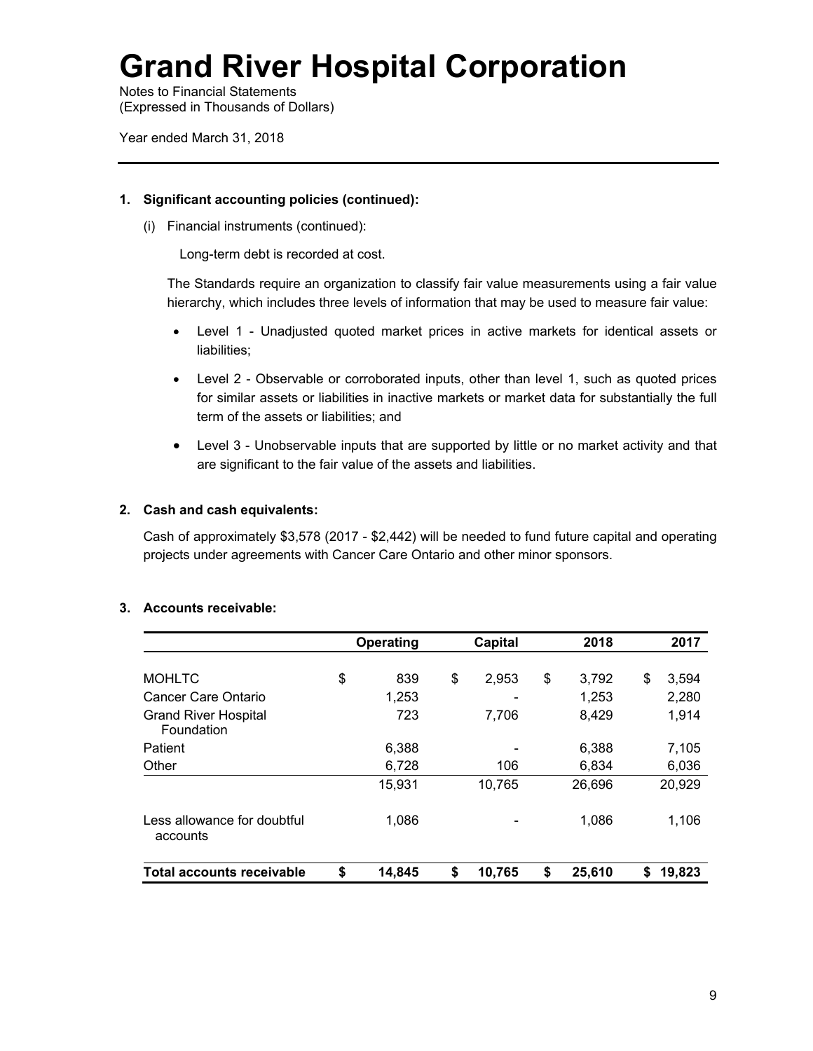# Grand River Hospital Corporation

Notes to Financial Statements
(Expressed in Thousands of Dollars)

Year ended March 31, 2018

**1. Significant accounting policies (continued):**

(i) Financial instruments (continued):

Long-term debt is recorded at cost.

The Standards require an organization to classify fair value measurements using a fair value hierarchy, which includes three levels of information that may be used to measure fair value:

- Level 1 - Unadjusted quoted market prices in active markets for identical assets or liabilities;
- Level 2 - Observable or corroborated inputs, other than level 1, such as quoted prices for similar assets or liabilities in inactive markets or market data for substantially the full term of the assets or liabilities; and
- Level 3 - Unobservable inputs that are supported by little or no market activity and that are significant to the fair value of the assets and liabilities.

**2. Cash and cash equivalents:**

Cash of approximately $3,578 (2017 - $2,442) will be needed to fund future capital and operating projects under agreements with Cancer Care Ontario and other minor sponsors.

**3. Accounts receivable:**

| | Operating | Capital | 2018 | 2017 |
|---|---|---|---|---|
| MOHLTC | $ 839 | $ 2,953 | $ 3,792 | $ 3,594 |
| Cancer Care Ontario | 1,253 | - | 1,253 | 2,280 |
| Grand River Hospital Foundation | 723 | 7,706 | 8,429 | 1,914 |
| Patient | 6,388 | - | 6,388 | 7,105 |
| Other | 6,728 | 106 | 6,834 | 6,036 |
| | 15,931 | 10,765 | 26,696 | 20,929 |
| Less allowance for doubtful accounts | 1,086 | - | 1,086 | 1,106 |
| **Total accounts receivable** | **$ 14,845** | **$ 10,765** | **$ 25,610** | **$ 19,823** |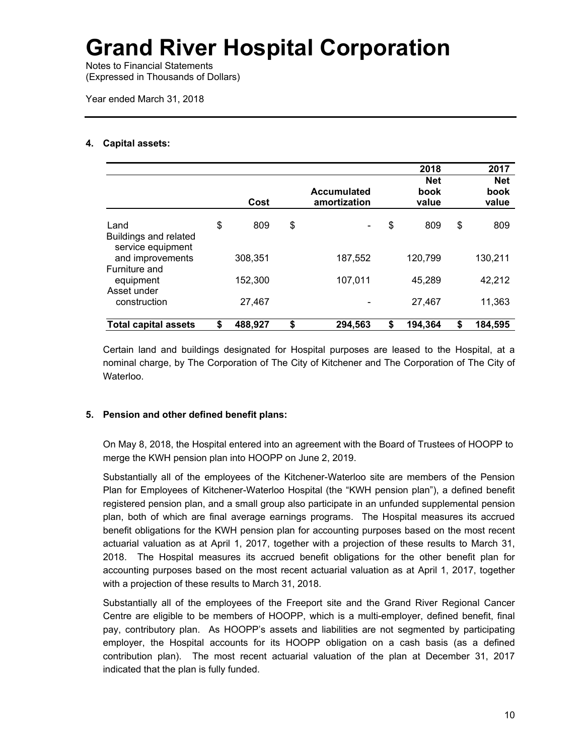# Grand River Hospital Corporation

Notes to Financial Statements
(Expressed in Thousands of Dollars)

Year ended March 31, 2018

---

**4. Capital assets:**

| | Cost | Accumulated amortization | 2018 Net book value | 2017 Net book value |
|---|---|---|---|---|
| Land | $ 809 | $ - | $ 809 | $ 809 |
| Buildings and related service equipment and improvements | 308,351 | 187,552 | 120,799 | 130,211 |
| Furniture and equipment | 152,300 | 107,011 | 45,289 | 42,212 |
| Asset under construction | 27,467 | - | 27,467 | 11,363 |
| **Total capital assets** | **$ 488,927** | **$ 294,563** | **$ 194,364** | **$ 184,595** |

Certain land and buildings designated for Hospital purposes are leased to the Hospital, at a nominal charge, by The Corporation of The City of Kitchener and The Corporation of The City of Waterloo.

**5. Pension and other defined benefit plans:**

On May 8, 2018, the Hospital entered into an agreement with the Board of Trustees of HOOPP to merge the KWH pension plan into HOOPP on June 2, 2019.

Substantially all of the employees of the Kitchener-Waterloo site are members of the Pension Plan for Employees of Kitchener-Waterloo Hospital (the "KWH pension plan"), a defined benefit registered pension plan, and a small group also participate in an unfunded supplemental pension plan, both of which are final average earnings programs. The Hospital measures its accrued benefit obligations for the KWH pension plan for accounting purposes based on the most recent actuarial valuation as at April 1, 2017, together with a projection of these results to March 31, 2018. The Hospital measures its accrued benefit obligations for the other benefit plan for accounting purposes based on the most recent actuarial valuation as at April 1, 2017, together with a projection of these results to March 31, 2018.

Substantially all of the employees of the Freeport site and the Grand River Regional Cancer Centre are eligible to be members of HOOPP, which is a multi-employer, defined benefit, final pay, contributory plan. As HOOPP's assets and liabilities are not segmented by participating employer, the Hospital accounts for its HOOPP obligation on a cash basis (as a defined contribution plan). The most recent actuarial valuation of the plan at December 31, 2017 indicated that the plan is fully funded.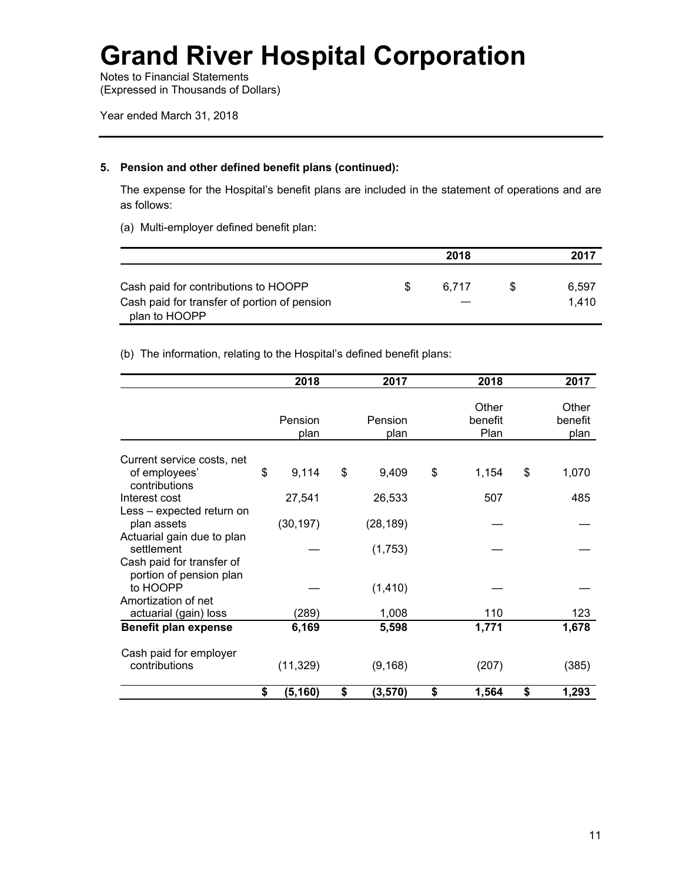# Grand River Hospital Corporation

Notes to Financial Statements
(Expressed in Thousands of Dollars)

Year ended March 31, 2018

### 5. Pension and other defined benefit plans (continued):

The expense for the Hospital's benefit plans are included in the statement of operations and are as follows:

(a) Multi-employer defined benefit plan:

| | 2018 | 2017 |
|---|---|---|
| Cash paid for contributions to HOOPP | $ 6,717 | $ 6,597 |
| Cash paid for transfer of portion of pension plan to HOOPP | — | 1,410 |

(b) The information, relating to the Hospital's defined benefit plans:

| | 2018 | 2017 | 2018 | 2017 |
|---|---|---|---|---|
| | Pension plan | Pension plan | Other benefit Plan | Other benefit plan |
| Current service costs, net of employees' contributions | $ 9,114 | $ 9,409 | $ 1,154 | $ 1,070 |
| Interest cost | 27,541 | 26,533 | 507 | 485 |
| Less – expected return on plan assets | (30,197) | (28,189) | — | — |
| Actuarial gain due to plan settlement | — | (1,753) | — | — |
| Cash paid for transfer of portion of pension plan to HOOPP | — | (1,410) | — | — |
| Amortization of net actuarial (gain) loss | (289) | 1,008 | 110 | 123 |
| **Benefit plan expense** | **6,169** | **5,598** | **1,771** | **1,678** |
| Cash paid for employer contributions | (11,329) | (9,168) | (207) | (385) |
| | **$ (5,160)** | **$ (3,570)** | **$ 1,564** | **$ 1,293** |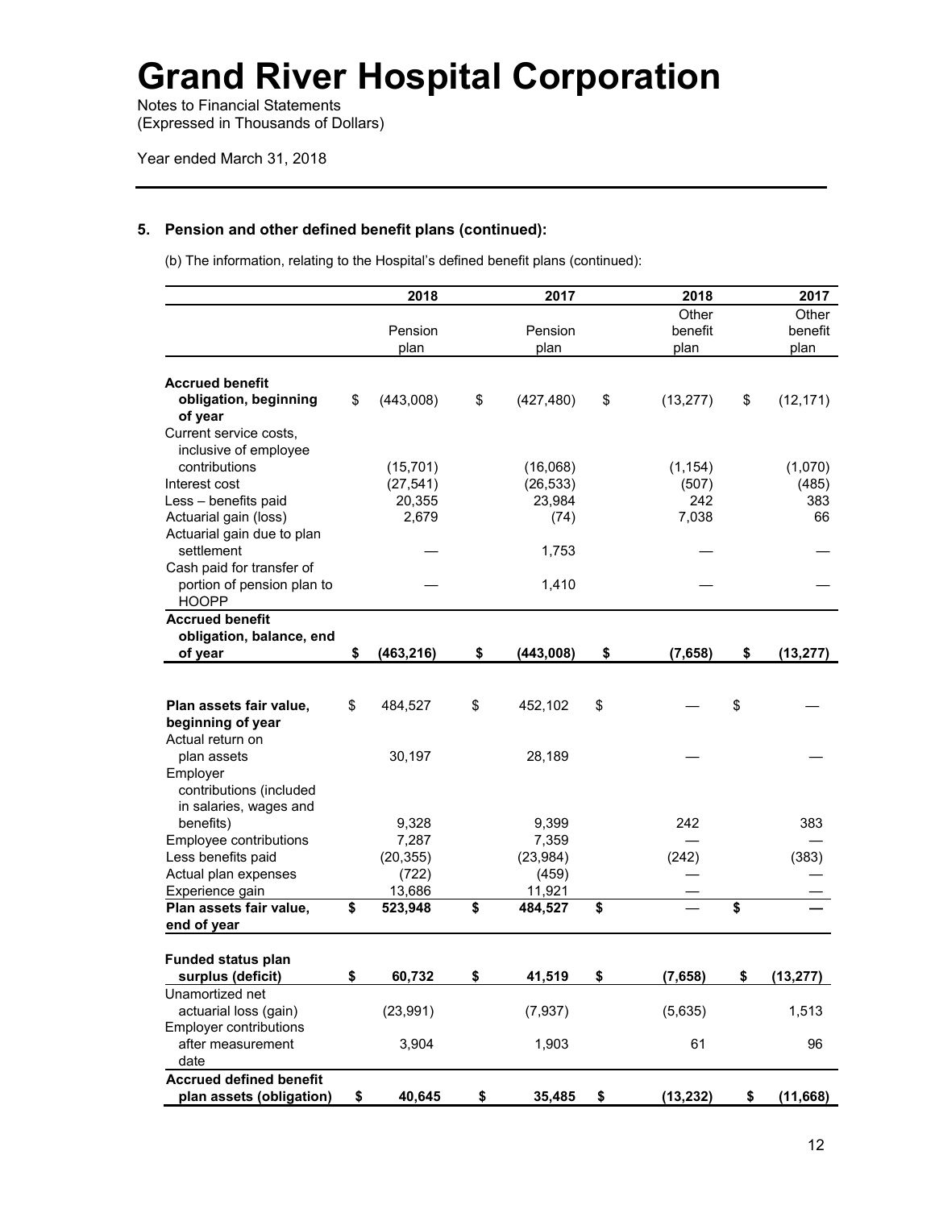# Grand River Hospital Corporation

Notes to Financial Statements
(Expressed in Thousands of Dollars)

Year ended March 31, 2018

## 5. Pension and other defined benefit plans (continued):

(b) The information, relating to the Hospital's defined benefit plans (continued):

| | 2018 Pension plan | 2017 Pension plan | 2018 Other benefit plan | 2017 Other benefit plan |
|---|---|---|---|---|
| **Accrued benefit obligation, beginning of year** | $ (443,008) | $ (427,480) | $ (13,277) | $ (12,171) |
| Current service costs, inclusive of employee contributions | (15,701) | (16,068) | (1,154) | (1,070) |
| Interest cost | (27,541) | (26,533) | (507) | (485) |
| Less – benefits paid | 20,355 | 23,984 | 242 | 383 |
| Actuarial gain (loss) | 2,679 | (74) | 7,038 | 66 |
| Actuarial gain due to plan settlement | — | 1,753 | — | — |
| Cash paid for transfer of portion of pension plan to HOOPP | — | 1,410 | — | — |
| **Accrued benefit obligation, balance, end of year** | **$ (463,216)** | **$ (443,008)** | **$ (7,658)** | **$ (13,277)** |
| | | | | |
| **Plan assets fair value, beginning of year** | $ 484,527 | $ 452,102 | $ — | $ — |
| Actual return on plan assets | 30,197 | 28,189 | — | — |
| Employer contributions (included in salaries, wages and benefits) | 9,328 | 9,399 | 242 | 383 |
| Employee contributions | 7,287 | 7,359 | — | — |
| Less benefits paid | (20,355) | (23,984) | (242) | (383) |
| Actual plan expenses | (722) | (459) | — | — |
| Experience gain | 13,686 | 11,921 | — | — |
| **Plan assets fair value, end of year** | **$ 523,948** | **$ 484,527** | **$ —** | **$ —** |
| | | | | |
| **Funded status plan surplus (deficit)** | **$ 60,732** | **$ 41,519** | **$ (7,658)** | **$ (13,277)** |
| Unamortized net actuarial loss (gain) | (23,991) | (7,937) | (5,635) | 1,513 |
| Employer contributions after measurement date | 3,904 | 1,903 | 61 | 96 |
| **Accrued defined benefit plan assets (obligation)** | **$ 40,645** | **$ 35,485** | **$ (13,232)** | **$ (11,668)** |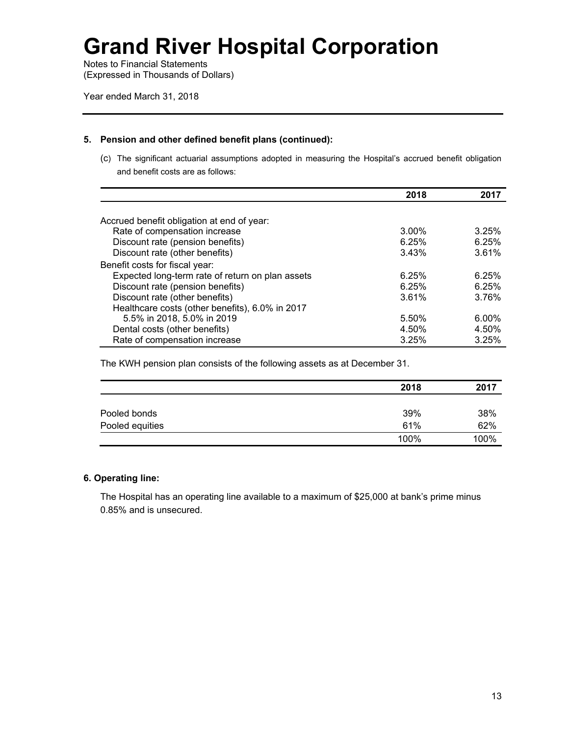# Grand River Hospital Corporation

Notes to Financial Statements
(Expressed in Thousands of Dollars)

Year ended March 31, 2018

## 5. Pension and other defined benefit plans (continued):

(c) The significant actuarial assumptions adopted in measuring the Hospital's accrued benefit obligation and benefit costs are as follows:

| | 2018 | 2017 |
|---|---|---|
| Accrued benefit obligation at end of year: | | |
| Rate of compensation increase | 3.00% | 3.25% |
| Discount rate (pension benefits) | 6.25% | 6.25% |
| Discount rate (other benefits) | 3.43% | 3.61% |
| Benefit costs for fiscal year: | | |
| Expected long-term rate of return on plan assets | 6.25% | 6.25% |
| Discount rate (pension benefits) | 6.25% | 6.25% |
| Discount rate (other benefits) | 3.61% | 3.76% |
| Healthcare costs (other benefits), 6.0% in 2017 5.5% in 2018, 5.0% in 2019 | 5.50% | 6.00% |
| Dental costs (other benefits) | 4.50% | 4.50% |
| Rate of compensation increase | 3.25% | 3.25% |

The KWH pension plan consists of the following assets as at December 31.

| | 2018 | 2017 |
|---|---|---|
| Pooled bonds | 39% | 38% |
| Pooled equities | 61% | 62% |
| | 100% | 100% |

## 6. Operating line:

The Hospital has an operating line available to a maximum of $25,000 at bank's prime minus 0.85% and is unsecured.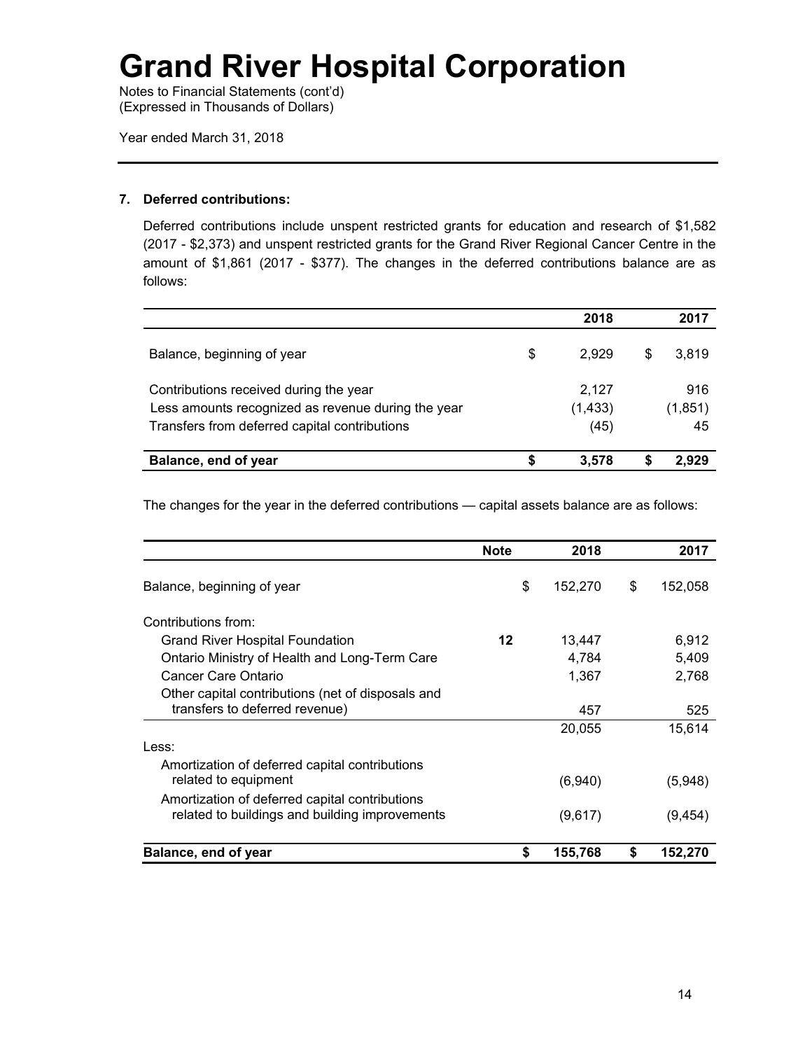# Grand River Hospital Corporation

Notes to Financial Statements (cont'd)
(Expressed in Thousands of Dollars)

Year ended March 31, 2018

### 7. Deferred contributions:

Deferred contributions include unspent restricted grants for education and research of $1,582 (2017 - $2,373) and unspent restricted grants for the Grand River Regional Cancer Centre in the amount of $1,861 (2017 - $377). The changes in the deferred contributions balance are as follows:

| | 2018 | 2017 |
|---|---|---|
| Balance, beginning of year | $ 2,929 | $ 3,819 |
| Contributions received during the year | 2,127 | 916 |
| Less amounts recognized as revenue during the year | (1,433) | (1,851) |
| Transfers from deferred capital contributions | (45) | 45 |
| **Balance, end of year** | **$ 3,578** | **$ 2,929** |

The changes for the year in the deferred contributions — capital assets balance are as follows:

| | Note | 2018 | 2017 |
|---|---|---|---|
| Balance, beginning of year | | $ 152,270 | $ 152,058 |
| Contributions from: | | | |
| Grand River Hospital Foundation | **12** | 13,447 | 6,912 |
| Ontario Ministry of Health and Long-Term Care | | 4,784 | 5,409 |
| Cancer Care Ontario | | 1,367 | 2,768 |
| Other capital contributions (net of disposals and transfers to deferred revenue) | | 457 | 525 |
| | | 20,055 | 15,614 |
| Less: | | | |
| Amortization of deferred capital contributions related to equipment | | (6,940) | (5,948) |
| Amortization of deferred capital contributions related to buildings and building improvements | | (9,617) | (9,454) |
| **Balance, end of year** | | **$ 155,768** | **$ 152,270** |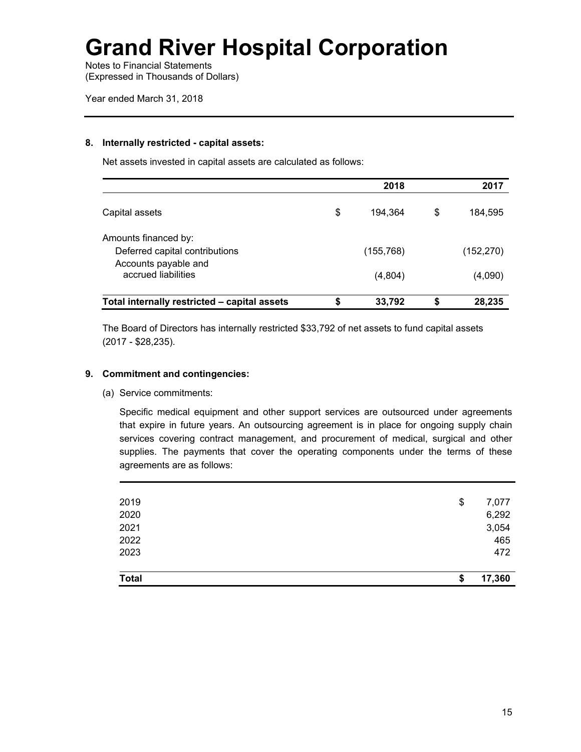# Grand River Hospital Corporation

Notes to Financial Statements
(Expressed in Thousands of Dollars)

Year ended March 31, 2018

### 8. Internally restricted - capital assets:

Net assets invested in capital assets are calculated as follows:

| | 2018 | 2017 |
|---|---|---|
| Capital assets | $ 194,364 | $ 184,595 |
| Amounts financed by: | | |
| Deferred capital contributions | (155,768) | (152,270) |
| Accounts payable and accrued liabilities | (4,804) | (4,090) |
| **Total internally restricted – capital assets** | **$ 33,792** | **$ 28,235** |

The Board of Directors has internally restricted $33,792 of net assets to fund capital assets (2017 - $28,235).

### 9. Commitment and contingencies:

(a) Service commitments:

Specific medical equipment and other support services are outsourced under agreements that expire in future years. An outsourcing agreement is in place for ongoing supply chain services covering contract management, and procurement of medical, surgical and other supplies. The payments that cover the operating components under the terms of these agreements are as follows:

| | |
|---|---|
| 2019 | $ 7,077 |
| 2020 | 6,292 |
| 2021 | 3,054 |
| 2022 | 465 |
| 2023 | 472 |
| **Total** | **$ 17,360** |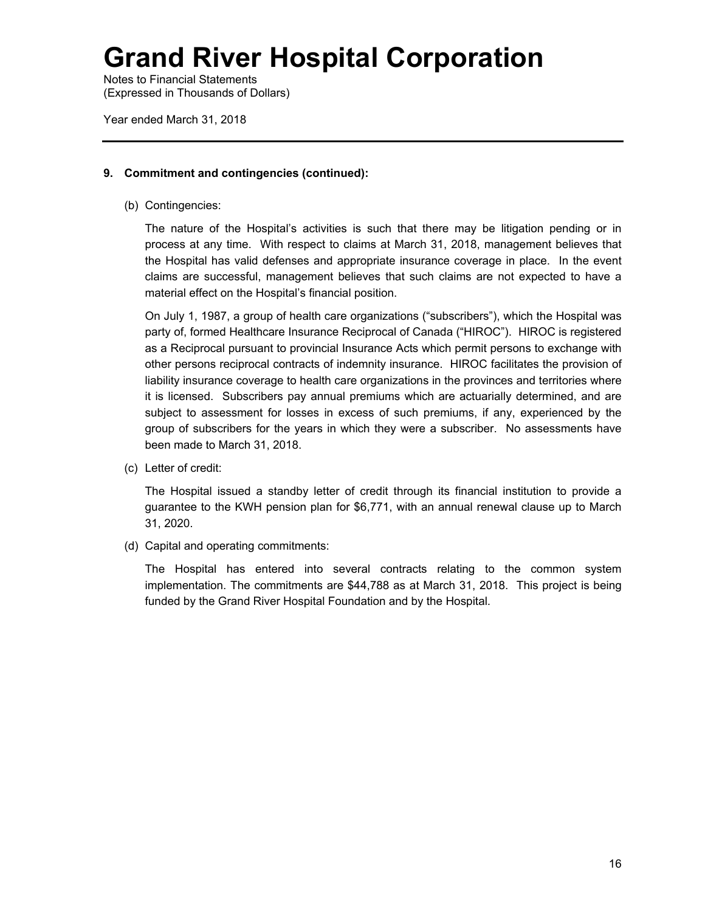# Grand River Hospital Corporation

Notes to Financial Statements
(Expressed in Thousands of Dollars)

Year ended March 31, 2018

---

**9. Commitment and contingencies (continued):**

(b) Contingencies:

The nature of the Hospital's activities is such that there may be litigation pending or in process at any time. With respect to claims at March 31, 2018, management believes that the Hospital has valid defenses and appropriate insurance coverage in place. In the event claims are successful, management believes that such claims are not expected to have a material effect on the Hospital's financial position.

On July 1, 1987, a group of health care organizations ("subscribers"), which the Hospital was party of, formed Healthcare Insurance Reciprocal of Canada ("HIROC"). HIROC is registered as a Reciprocal pursuant to provincial Insurance Acts which permit persons to exchange with other persons reciprocal contracts of indemnity insurance. HIROC facilitates the provision of liability insurance coverage to health care organizations in the provinces and territories where it is licensed. Subscribers pay annual premiums which are actuarially determined, and are subject to assessment for losses in excess of such premiums, if any, experienced by the group of subscribers for the years in which they were a subscriber. No assessments have been made to March 31, 2018.

(c) Letter of credit:

The Hospital issued a standby letter of credit through its financial institution to provide a guarantee to the KWH pension plan for $6,771, with an annual renewal clause up to March 31, 2020.

(d) Capital and operating commitments:

The Hospital has entered into several contracts relating to the common system implementation. The commitments are $44,788 as at March 31, 2018. This project is being funded by the Grand River Hospital Foundation and by the Hospital.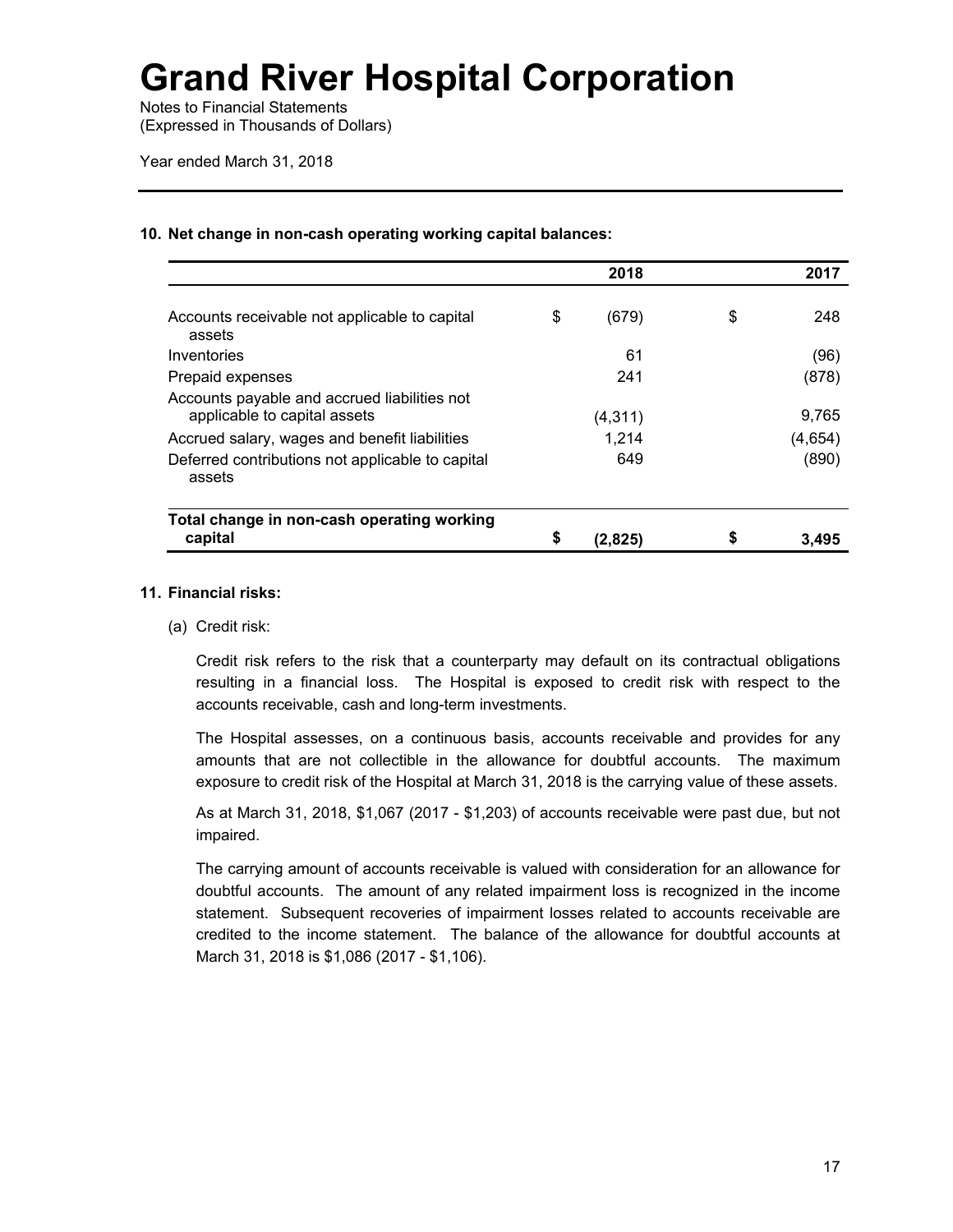# Grand River Hospital Corporation

Notes to Financial Statements
(Expressed in Thousands of Dollars)

Year ended March 31, 2018

### 10. Net change in non-cash operating working capital balances:

| | 2018 | 2017 |
|---|---|---|
| Accounts receivable not applicable to capital assets | $ (679) | $ 248 |
| Inventories | 61 | (96) |
| Prepaid expenses | 241 | (878) |
| Accounts payable and accrued liabilities not applicable to capital assets | (4,311) | 9,765 |
| Accrued salary, wages and benefit liabilities | 1,214 | (4,654) |
| Deferred contributions not applicable to capital assets | 649 | (890) |
| **Total change in non-cash operating working capital** | **$ (2,825)** | **$ 3,495** |

### 11. Financial risks:

(a) Credit risk:

Credit risk refers to the risk that a counterparty may default on its contractual obligations resulting in a financial loss. The Hospital is exposed to credit risk with respect to the accounts receivable, cash and long-term investments.

The Hospital assesses, on a continuous basis, accounts receivable and provides for any amounts that are not collectible in the allowance for doubtful accounts. The maximum exposure to credit risk of the Hospital at March 31, 2018 is the carrying value of these assets.

As at March 31, 2018, $1,067 (2017 - $1,203) of accounts receivable were past due, but not impaired.

The carrying amount of accounts receivable is valued with consideration for an allowance for doubtful accounts. The amount of any related impairment loss is recognized in the income statement. Subsequent recoveries of impairment losses related to accounts receivable are credited to the income statement. The balance of the allowance for doubtful accounts at March 31, 2018 is $1,086 (2017 - $1,106).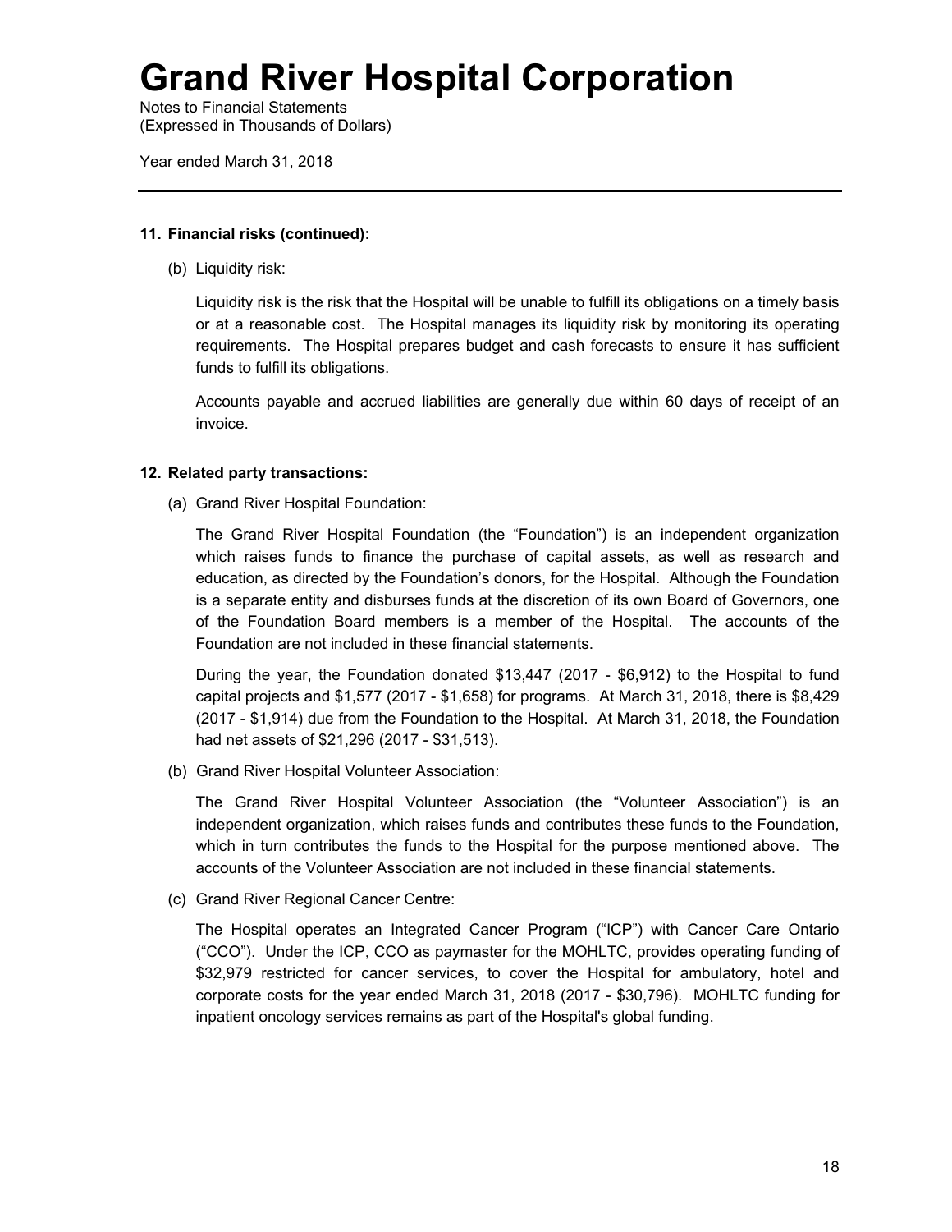# Grand River Hospital Corporation

Notes to Financial Statements
(Expressed in Thousands of Dollars)

Year ended March 31, 2018

---

**11. Financial risks (continued):**

(b) Liquidity risk:

Liquidity risk is the risk that the Hospital will be unable to fulfill its obligations on a timely basis or at a reasonable cost. The Hospital manages its liquidity risk by monitoring its operating requirements. The Hospital prepares budget and cash forecasts to ensure it has sufficient funds to fulfill its obligations.

Accounts payable and accrued liabilities are generally due within 60 days of receipt of an invoice.

**12. Related party transactions:**

(a) Grand River Hospital Foundation:

The Grand River Hospital Foundation (the "Foundation") is an independent organization which raises funds to finance the purchase of capital assets, as well as research and education, as directed by the Foundation's donors, for the Hospital. Although the Foundation is a separate entity and disburses funds at the discretion of its own Board of Governors, one of the Foundation Board members is a member of the Hospital. The accounts of the Foundation are not included in these financial statements.

During the year, the Foundation donated $13,447 (2017 - $6,912) to the Hospital to fund capital projects and $1,577 (2017 - $1,658) for programs. At March 31, 2018, there is $8,429 (2017 - $1,914) due from the Foundation to the Hospital. At March 31, 2018, the Foundation had net assets of $21,296 (2017 - $31,513).

(b) Grand River Hospital Volunteer Association:

The Grand River Hospital Volunteer Association (the "Volunteer Association") is an independent organization, which raises funds and contributes these funds to the Foundation, which in turn contributes the funds to the Hospital for the purpose mentioned above. The accounts of the Volunteer Association are not included in these financial statements.

(c) Grand River Regional Cancer Centre:

The Hospital operates an Integrated Cancer Program ("ICP") with Cancer Care Ontario ("CCO"). Under the ICP, CCO as paymaster for the MOHLTC, provides operating funding of $32,979 restricted for cancer services, to cover the Hospital for ambulatory, hotel and corporate costs for the year ended March 31, 2018 (2017 - $30,796). MOHLTC funding for inpatient oncology services remains as part of the Hospital's global funding.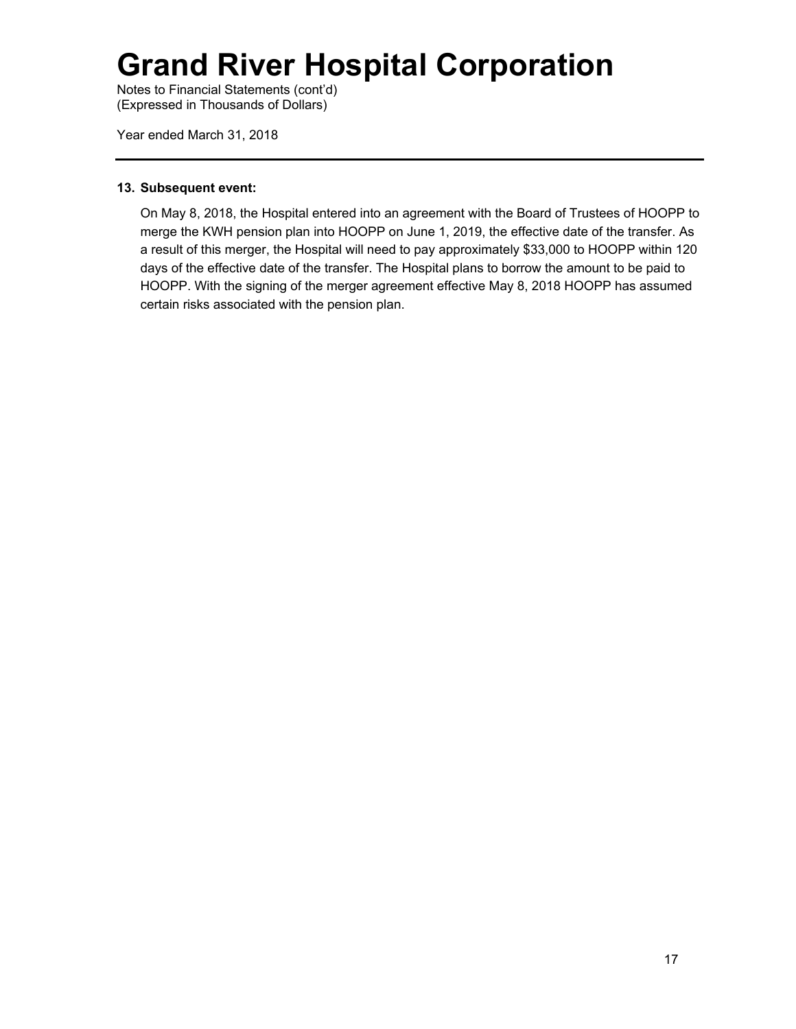# Grand River Hospital Corporation

Notes to Financial Statements (cont'd)
(Expressed in Thousands of Dollars)

Year ended March 31, 2018

**13. Subsequent event:**

On May 8, 2018, the Hospital entered into an agreement with the Board of Trustees of HOOPP to merge the KWH pension plan into HOOPP on June 1, 2019, the effective date of the transfer. As a result of this merger, the Hospital will need to pay approximately $33,000 to HOOPP within 120 days of the effective date of the transfer. The Hospital plans to borrow the amount to be paid to HOOPP. With the signing of the merger agreement effective May 8, 2018 HOOPP has assumed certain risks associated with the pension plan.